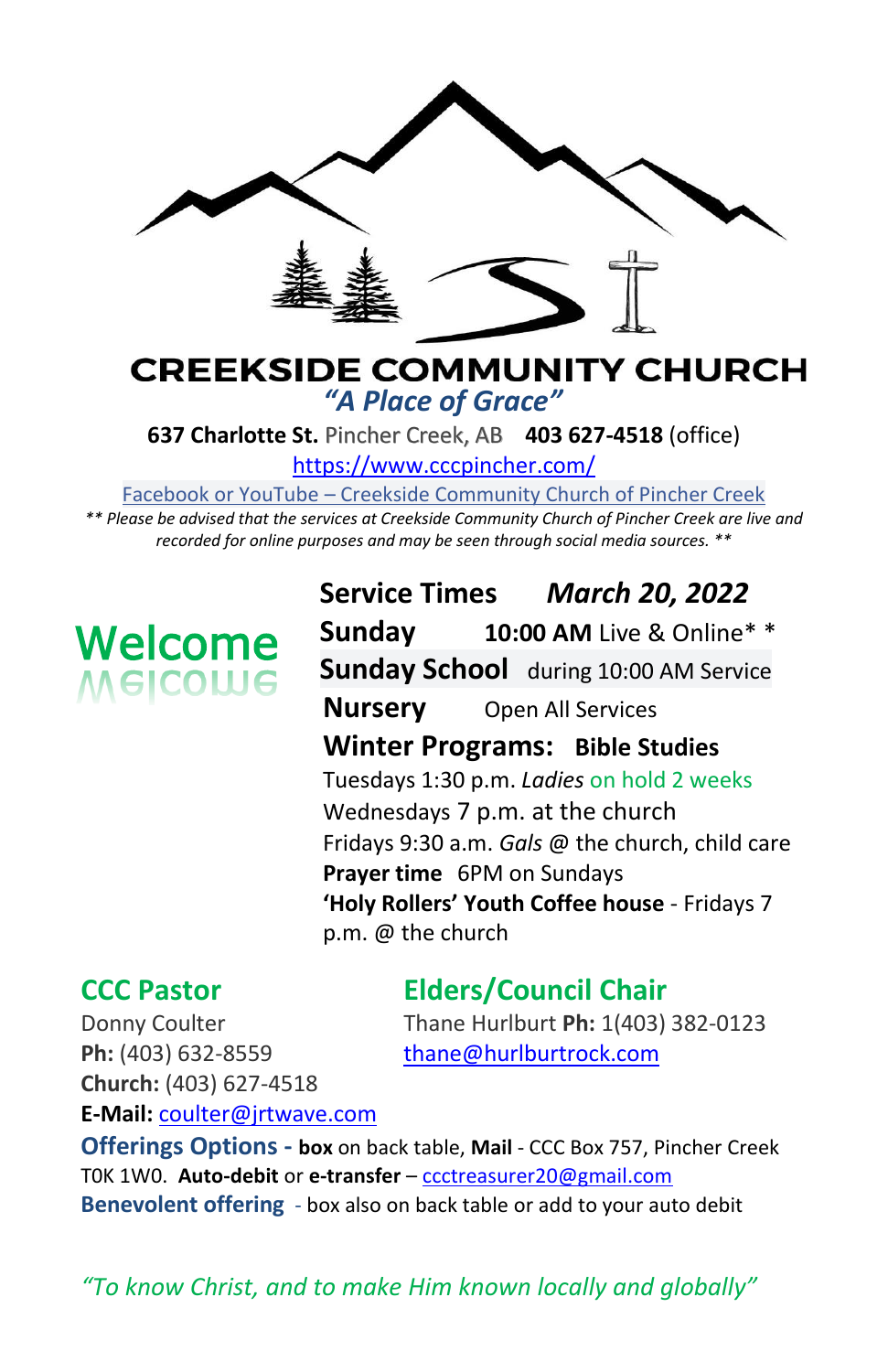# CREEKSIDE COMMUNITY CHURCH

*"A Place of Grace"*

**637 Charlotte St.** Pincher Creek, AB **403 627-4518** (office)

https://www.cccpincher.com/

Facebook or YouTube – Creekside Community Church of Pincher Creek

*\*\* Please be advised that the services at Creekside Community Church of Pincher Creek are live and recorded for online purposes and may be seen through social media sources. \*\**

## Welcome

**Service Times** ***March 20, 2022***

**Sunday** **10:00 AM** Live & Online\* \*

**Sunday School** during 10:00 AM Service

**Nursery** Open All Services

**Winter Programs: Bible Studies**

Tuesdays 1:30 p.m. *Ladies* on hold 2 weeks

Wednesdays 7 p.m. at the church

Fridays 9:30 a.m. *Gals* @ the church, child care

**Prayer time** 6PM on Sundays

**'Holy Rollers' Youth Coffee house** - Fridays 7 p.m. @ the church

### CCC Pastor

Donny Coulter

**Ph:** (403) 632-8559

**Church:** (403) 627-4518

**E-Mail:** coulter@jrtwave.com

### Elders/Council Chair

Thane Hurlburt **Ph:** 1(403) 382-0123

thane@hurlburtrock.com

**Offerings Options -** **box** on back table, **Mail** - CCC Box 757, Pincher Creek T0K 1W0. **Auto-debit** or **e-transfer** – ccctreasurer20@gmail.com

**Benevolent offering** - box also on back table or add to your auto debit

*"To know Christ, and to make Him known locally and globally"*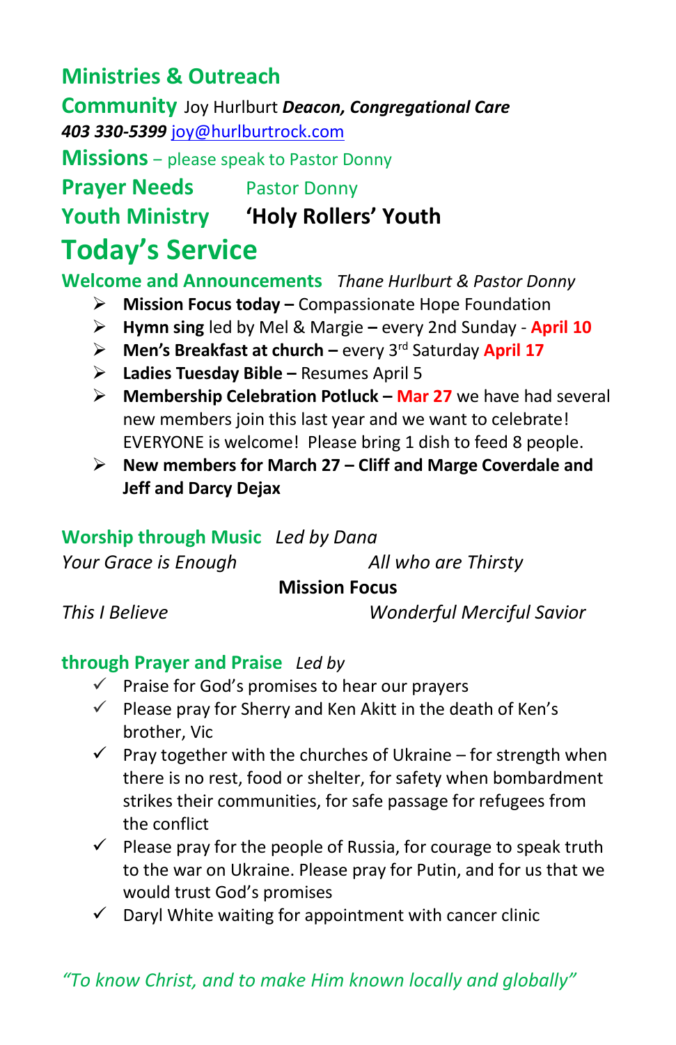## Ministries & Outreach

**Community** Joy Hurlburt ***Deacon, Congregational Care***
***403 330-5399*** joy@hurlburtrock.com

**Missions** – please speak to Pastor Donny

**Prayer Needs** Pastor Donny

**Youth Ministry** **'Holy Rollers' Youth**

# Today's Service

**Welcome and Announcements** *Thane Hurlburt & Pastor Donny*

- **Mission Focus today –** Compassionate Hope Foundation
- **Hymn sing** led by Mel & Margie **–** every 2nd Sunday - **April 10**
- **Men's Breakfast at church –** every 3rd Saturday **April 17**
- **Ladies Tuesday Bible –** Resumes April 5
- **Membership Celebration Potluck – Mar 27** we have had several new members join this last year and we want to celebrate! EVERYONE is welcome! Please bring 1 dish to feed 8 people.
- **New members for March 27 – Cliff and Marge Coverdale and Jeff and Darcy Dejax**

**Worship through Music** *Led by Dana*

*Your Grace is Enough*

*All who are Thirsty*

**Mission Focus**

*This I Believe*

*Wonderful Merciful Savior*

**through Prayer and Praise** *Led by*

- ✓ Praise for God's promises to hear our prayers
- ✓ Please pray for Sherry and Ken Akitt in the death of Ken's brother, Vic
- ✓ Pray together with the churches of Ukraine – for strength when there is no rest, food or shelter, for safety when bombardment strikes their communities, for safe passage for refugees from the conflict
- ✓ Please pray for the people of Russia, for courage to speak truth to the war on Ukraine. Please pray for Putin, and for us that we would trust God's promises
- ✓ Daryl White waiting for appointment with cancer clinic

*"To know Christ, and to make Him known locally and globally"*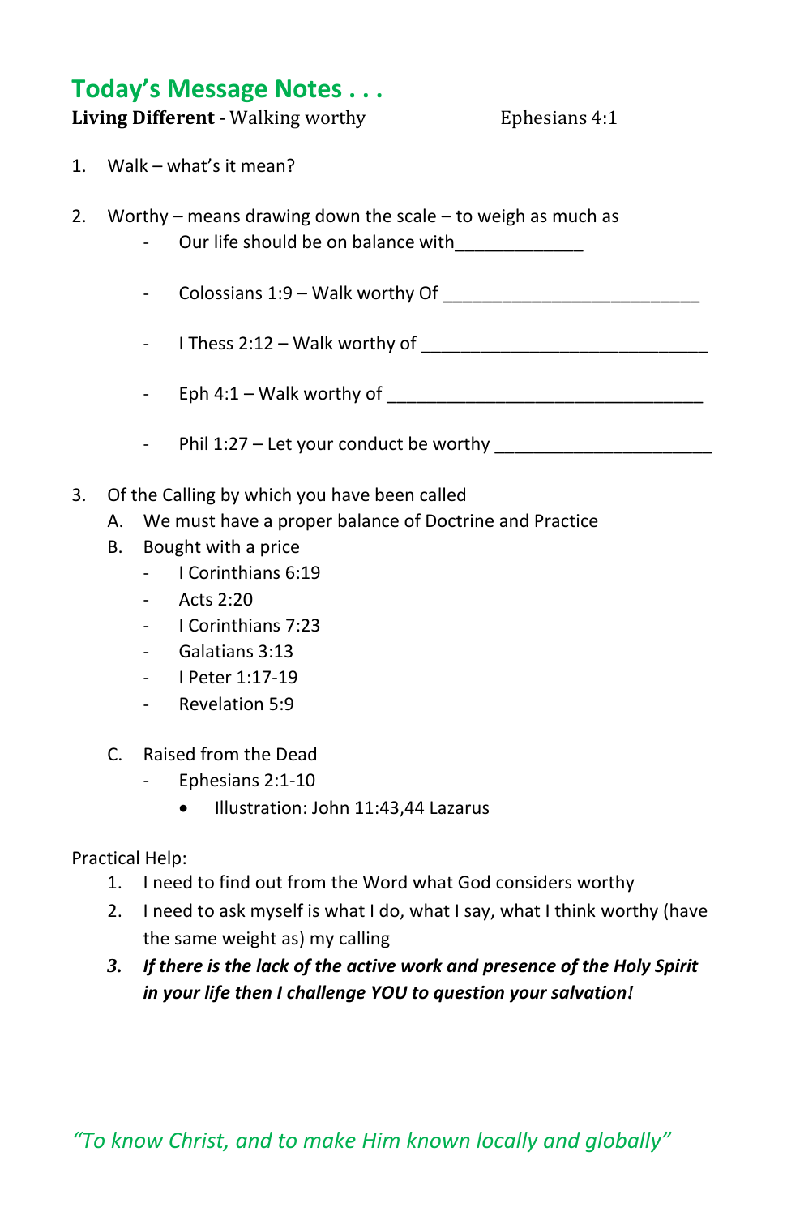## Today's Message Notes . . .

**Living Different -** Walking worthy Ephesians 4:1

1. Walk – what's it mean?

2. Worthy – means drawing down the scale – to weigh as much as
   - Our life should be on balance with_____________
   - Colossians 1:9 – Walk worthy Of __________________________
   - I Thess 2:12 – Walk worthy of ______________________________
   - Eph 4:1 – Walk worthy of ________________________________
   - Phil 1:27 – Let your conduct be worthy ______________________

3. Of the Calling by which you have been called
   A. We must have a proper balance of Doctrine and Practice
   B. Bought with a price
      - I Corinthians 6:19
      - Acts 2:20
      - I Corinthians 7:23
      - Galatians 3:13
      - I Peter 1:17-19
      - Revelation 5:9

   C. Raised from the Dead
      - Ephesians 2:1-10
         - Illustration: John 11:43,44 Lazarus

Practical Help:

1. I need to find out from the Word what God considers worthy
2. I need to ask myself is what I do, what I say, what I think worthy (have the same weight as) my calling
3. ***If there is the lack of the active work and presence of the Holy Spirit in your life then I challenge YOU to question your salvation!***

*"To know Christ, and to make Him known locally and globally"*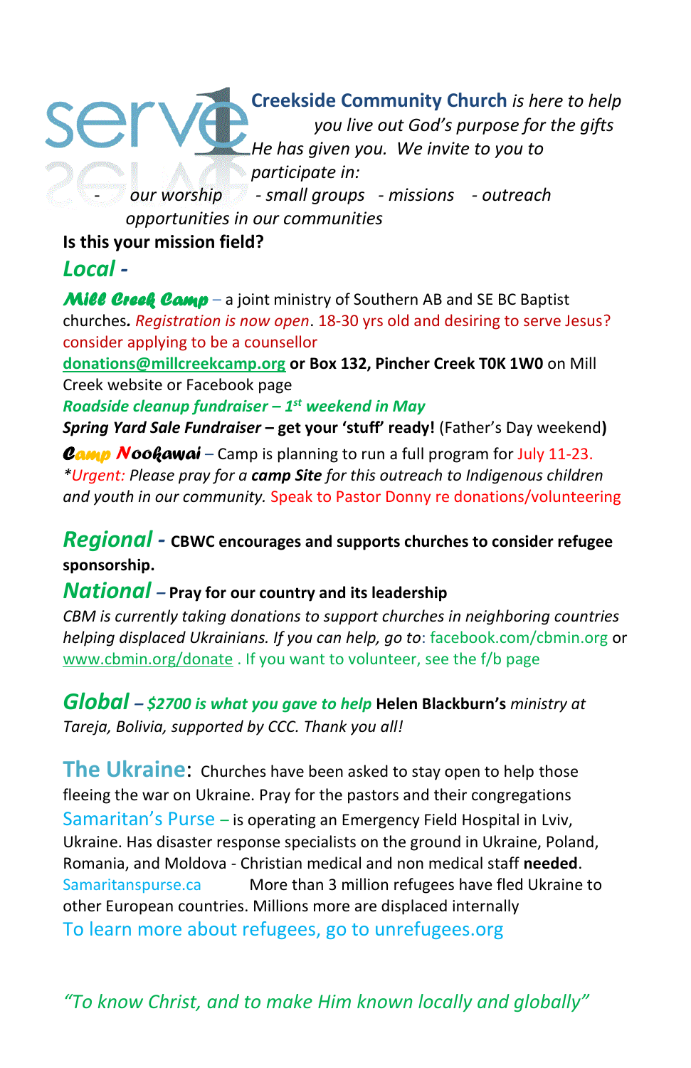serve

**Creekside Community Church** *is here to help you live out God's purpose for the gifts He has given you. We invite to you to participate in:*

*- our worship - small groups - missions - outreach opportunities in our communities*

**Is this your mission field?**

## *Local -*

***Mill Creek Camp*** – a joint ministry of Southern AB and SE BC Baptist churches**.** *Registration is now open*. 18-30 yrs old and desiring to serve Jesus? consider applying to be a counsellor

donations@millcreekcamp.org **or Box 132, Pincher Creek T0K 1W0** on Mill Creek website or Facebook page

***Roadside cleanup fundraiser – 1st weekend in May***

***Spring Yard Sale Fundraiser*** **– get your 'stuff' ready!** (Father's Day weekend**)**

***Camp Nookawai*** – Camp is planning to run a full program for July 11-23.

*\*Urgent: Please pray for a **camp Site** for this outreach to Indigenous children and youth in our community.* Speak to Pastor Donny re donations/volunteering

## *Regional -* **CBWC encourages and supports churches to consider refugee sponsorship.**

## *National* **– Pray for our country and its leadership**

*CBM is currently taking donations to support churches in neighboring countries helping displaced Ukrainians. If you can help, go to*: facebook.com/cbmin.org or www.cbmin.org/donate . If you want to volunteer, see the f/b page

## *Global* – ***$2700 is what you gave to help*** **Helen Blackburn's** *ministry at Tareja, Bolivia, supported by CCC. Thank you all!*

## The Ukraine: 

Churches have been asked to stay open to help those fleeing the war on Ukraine. Pray for the pastors and their congregations

Samaritan's Purse – is operating an Emergency Field Hospital in Lviv, Ukraine. Has disaster response specialists on the ground in Ukraine, Poland, Romania, and Moldova - Christian medical and non medical staff **needed**. Samaritanspurse.ca More than 3 million refugees have fled Ukraine to other European countries. Millions more are displaced internally

To learn more about refugees, go to unrefugees.org

*"To know Christ, and to make Him known locally and globally"*